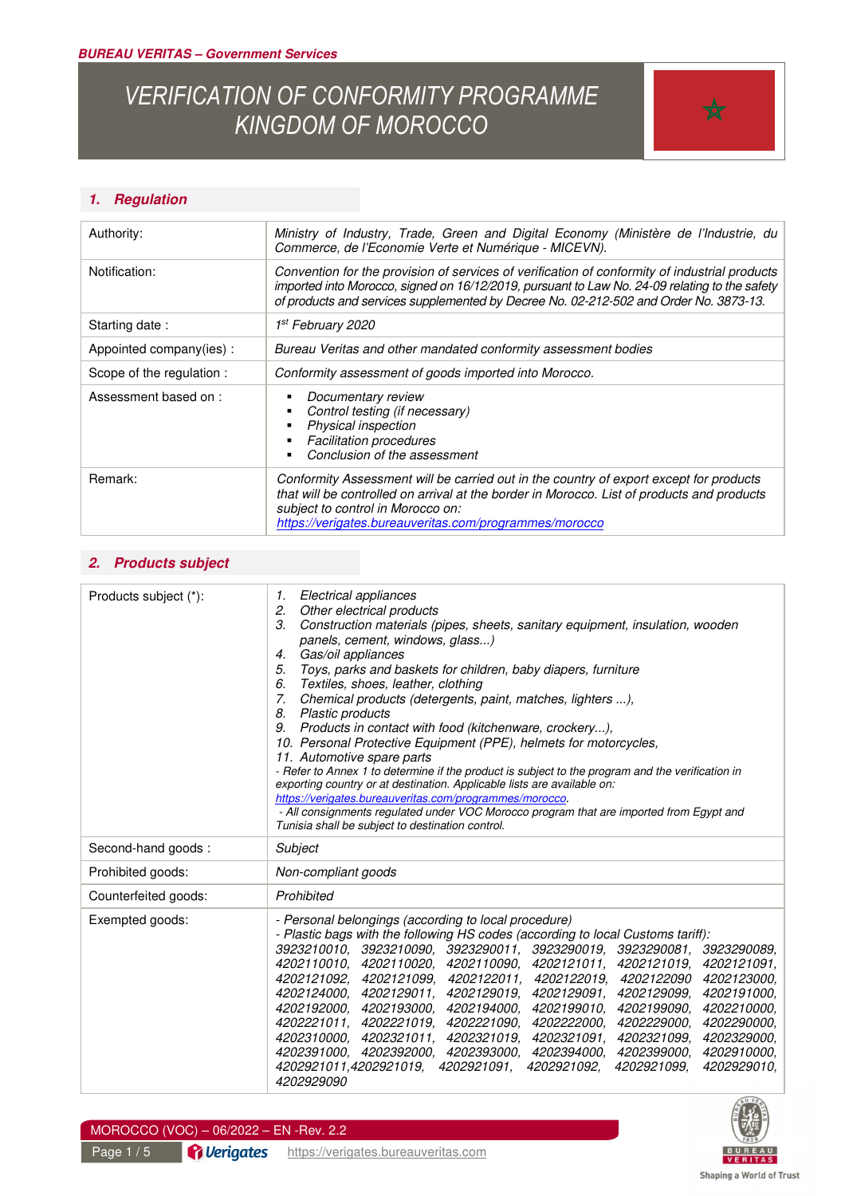**BUREAU VERITAS – Government Services**

# VERIFICATION OF CONFORMITY PROGRAMME KINGDOM OF MOROCCO

## 1. Regulation

| | |
|---|---|
| Authority: | *Ministry of Industry, Trade, Green and Digital Economy (Ministère de l'Industrie, du Commerce, de l'Economie Verte et Numérique - MICEVN).* |
| Notification: | *Convention for the provision of services of verification of conformity of industrial products imported into Morocco, signed on 16/12/2019, pursuant to Law No. 24-09 relating to the safety of products and services supplemented by Decree No. 02-212-502 and Order No. 3873-13.* |
| Starting date : | *1st February 2020* |
| Appointed company(ies) : | *Bureau Veritas and other mandated conformity assessment bodies* |
| Scope of the regulation : | *Conformity assessment of goods imported into Morocco.* |
| Assessment based on : | ▪ *Documentary review*<br>▪ *Control testing (if necessary)*<br>▪ *Physical inspection*<br>▪ *Facilitation procedures*<br>▪ *Conclusion of the assessment* |
| Remark: | *Conformity Assessment will be carried out in the country of export except for products that will be controlled on arrival at the border in Morocco. List of products and products subject to control in Morocco on:* *https://verigates.bureauveritas.com/programmes/morocco* |

## 2. Products subject

| | |
|---|---|
| Products subject (*): | 1. *Electrical appliances*<br>2. *Other electrical products*<br>3. *Construction materials (pipes, sheets, sanitary equipment, insulation, wooden panels, cement, windows, glass...)*<br>4. *Gas/oil appliances*<br>5. *Toys, parks and baskets for children, baby diapers, furniture*<br>6. *Textiles, shoes, leather, clothing*<br>7. *Chemical products (detergents, paint, matches, lighters ...),*<br>8. *Plastic products*<br>9. *Products in contact with food (kitchenware, crockery...),*<br>10. *Personal Protective Equipment (PPE), helmets for motorcycles,*<br>11. *Automotive spare parts*<br>*- Refer to Annex 1 to determine if the product is subject to the program and the verification in exporting country or at destination. Applicable lists are available on:* *https://verigates.bureauveritas.com/programmes/morocco.*<br>*- All consignments regulated under VOC Morocco program that are imported from Egypt and Tunisia shall be subject to destination control.* |
| Second-hand goods : | *Subject* |
| Prohibited goods: | *Non-compliant goods* |
| Counterfeited goods: | *Prohibited* |
| Exempted goods: | *- Personal belongings (according to local procedure)*<br>*- Plastic bags with the following HS codes (according to local Customs tariff):*<br>*3923210010, 3923210090, 3923290011, 3923290019, 3923290081, 3923290089, 4202110010, 4202110020, 4202110090, 4202121011, 4202121019, 4202121091, 4202121092, 4202121099, 4202122011, 4202122019, 4202122090 4202123000, 4202124000, 4202129011, 4202129019, 4202129091, 4202129099, 4202191000, 4202192000, 4202193000, 4202194000, 4202199010, 4202199090, 4202210000, 4202221011, 4202221019, 4202221090, 4202222000, 4202229000, 4202290000, 4202310000, 4202321011, 4202321019, 4202321091, 4202321099, 4202329000, 4202391000, 4202392000, 4202393000, 4202394000, 4202399000, 4202910000, 4202921011,4202921019, 4202921091, 4202921092, 4202921099, 4202929010, 4202929090* |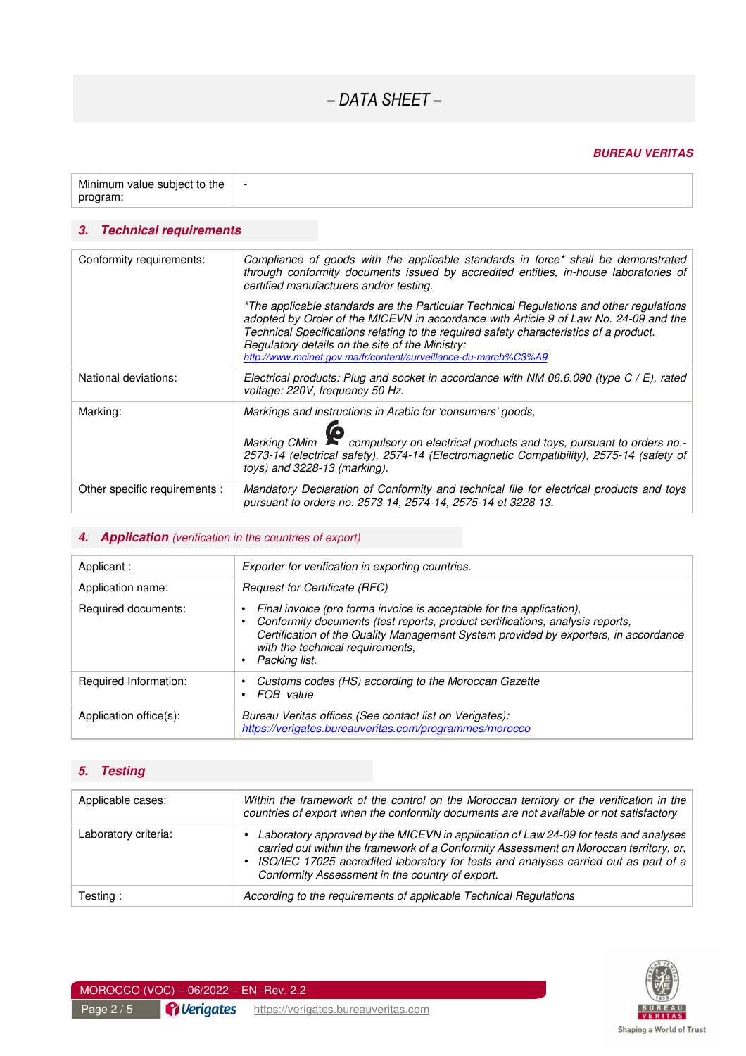# – DATA SHEET –

**BUREAU VERITAS**

| | |
|---|---|
| Minimum value subject to the program: | - |

## 3. Technical requirements

| | |
|---|---|
| Conformity requirements: | *Compliance of goods with the applicable standards in force* shall be demonstrated through conformity documents issued by accredited entities, in-house laboratories of certified manufacturers and/or testing.* <br><br> **The applicable standards are the Particular Technical Regulations and other regulations adopted by Order of the MICEVN in accordance with Article 9 of Law No. 24-09 and the Technical Specifications relating to the required safety characteristics of a product. Regulatory details on the site of the Ministry:* [http://www.mcinet.gov.ma/fr/content/surveillance-du-march%C3%A9](http://www.mcinet.gov.ma/fr/content/surveillance-du-march%C3%A9) |
| National deviations: | *Electrical products: Plug and socket in accordance with NM 06.6.090 (type C / E), rated voltage: 220V, frequency 50 Hz.* |
| Marking: | *Markings and instructions in Arabic for 'consumers' goods,* <br><br> *Marking CMim compulsory on electrical products and toys, pursuant to orders no.-2573-14 (electrical safety), 2574-14 (Electromagnetic Compatibility), 2575-14 (safety of toys) and 3228-13 (marking).* |
| Other specific requirements : | *Mandatory Declaration of Conformity and technical file for electrical products and toys pursuant to orders no. 2573-14, 2574-14, 2575-14 et 3228-13.* |

## 4. Application *(verification in the countries of export)*

| | |
|---|---|
| Applicant : | *Exporter for verification in exporting countries.* |
| Application name: | *Request for Certificate (RFC)* |
| Required documents: | • *Final invoice (pro forma invoice is acceptable for the application),* <br> • *Conformity documents (test reports, product certifications, analysis reports, Certification of the Quality Management System provided by exporters, in accordance with the technical requirements,* <br> • *Packing list.* |
| Required Information: | • *Customs codes (HS) according to the Moroccan Gazette* <br> • *FOB value* |
| Application office(s): | *Bureau Veritas offices (See contact list on Verigates):* [https://verigates.bureauveritas.com/programmes/morocco](https://verigates.bureauveritas.com/programmes/morocco) |

## 5. Testing

| | |
|---|---|
| Applicable cases: | *Within the framework of the control on the Moroccan territory or the verification in the countries of export when the conformity documents are not available or not satisfactory* |
| Laboratory criteria: | • *Laboratory approved by the MICEVN in application of Law 24-09 for tests and analyses carried out within the framework of a Conformity Assessment on Moroccan territory, or,* <br> • *ISO/IEC 17025 accredited laboratory for tests and analyses carried out as part of a Conformity Assessment in the country of export.* |
| Testing : | *According to the requirements of applicable Technical Regulations* |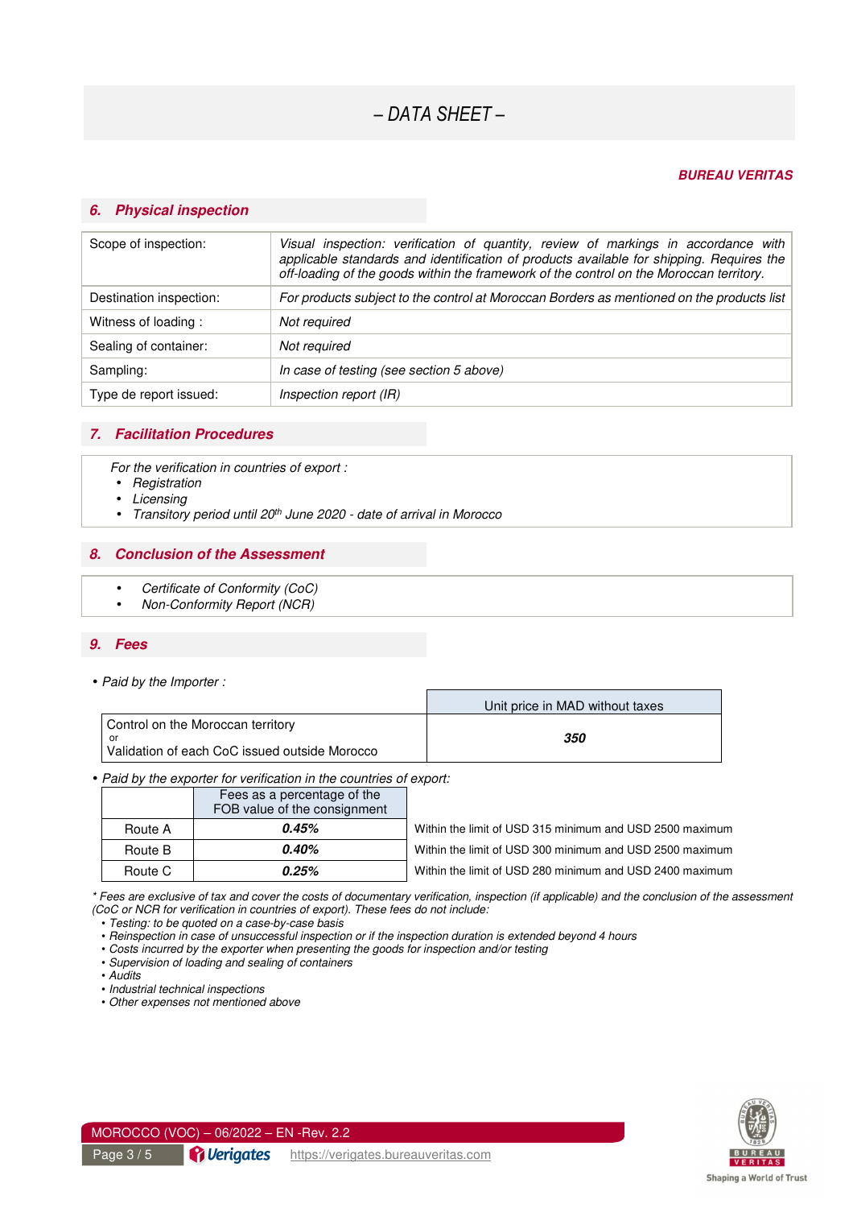# – DATA SHEET –

***BUREAU VERITAS***

## 6. Physical inspection

| Scope of inspection: | *Visual inspection: verification of quantity, review of markings in accordance with applicable standards and identification of products available for shipping. Requires the off-loading of the goods within the framework of the control on the Moroccan territory.* |
|---|---|
| Destination inspection: | *For products subject to the control at Moroccan Borders as mentioned on the products list* |
| Witness of loading : | *Not required* |
| Sealing of container: | *Not required* |
| Sampling: | *In case of testing (see section 5 above)* |
| Type de report issued: | *Inspection report (IR)* |

## 7. Facilitation Procedures

*For the verification in countries of export :*

- *Registration*
- *Licensing*
- *Transitory period until 20th June 2020 - date of arrival in Morocco*

## 8. Conclusion of the Assessment

- *Certificate of Conformity (CoC)*
- *Non-Conformity Report (NCR)*

## 9. Fees

- *Paid by the Importer :*

| | Unit price in MAD without taxes |
|---|---|
| Control on the Moroccan territory<br>or<br>Validation of each CoC issued outside Morocco | ***350*** |

- *Paid by the exporter for verification in the countries of export:*

| | Fees as a percentage of the FOB value of the consignment | |
|---|---|---|
| Route A | ***0.45%*** | Within the limit of USD 315 minimum and USD 2500 maximum |
| Route B | ***0.40%*** | Within the limit of USD 300 minimum and USD 2500 maximum |
| Route C | ***0.25%*** | Within the limit of USD 280 minimum and USD 2400 maximum |

*\* Fees are exclusive of tax and cover the costs of documentary verification, inspection (if applicable) and the conclusion of the assessment (CoC or NCR for verification in countries of export). These fees do not include:*

- *Testing: to be quoted on a case-by-case basis*
- *Reinspection in case of unsuccessful inspection or if the inspection duration is extended beyond 4 hours*
- *Costs incurred by the exporter when presenting the goods for inspection and/or testing*
- *Supervision of loading and sealing of containers*
- *Audits*
- *Industrial technical inspections*
- *Other expenses not mentioned above*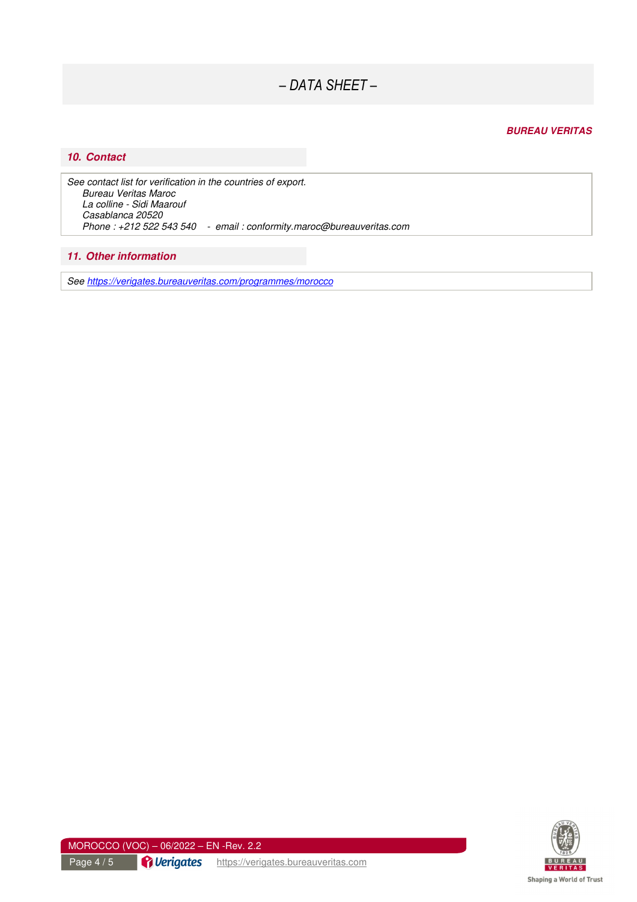# – DATA SHEET –

***BUREAU VERITAS***

## *10. Contact*

*See contact list for verification in the countries of export.*

*Bureau Veritas Maroc*
*La colline - Sidi Maarouf*
*Casablanca 20520*
*Phone : +212 522 543 540 - email : conformity.maroc@bureauveritas.com*

## *11. Other information*

*See [https://verigates.bureauveritas.com/programmes/morocco](https://verigates.bureauveritas.com/programmes/morocco)*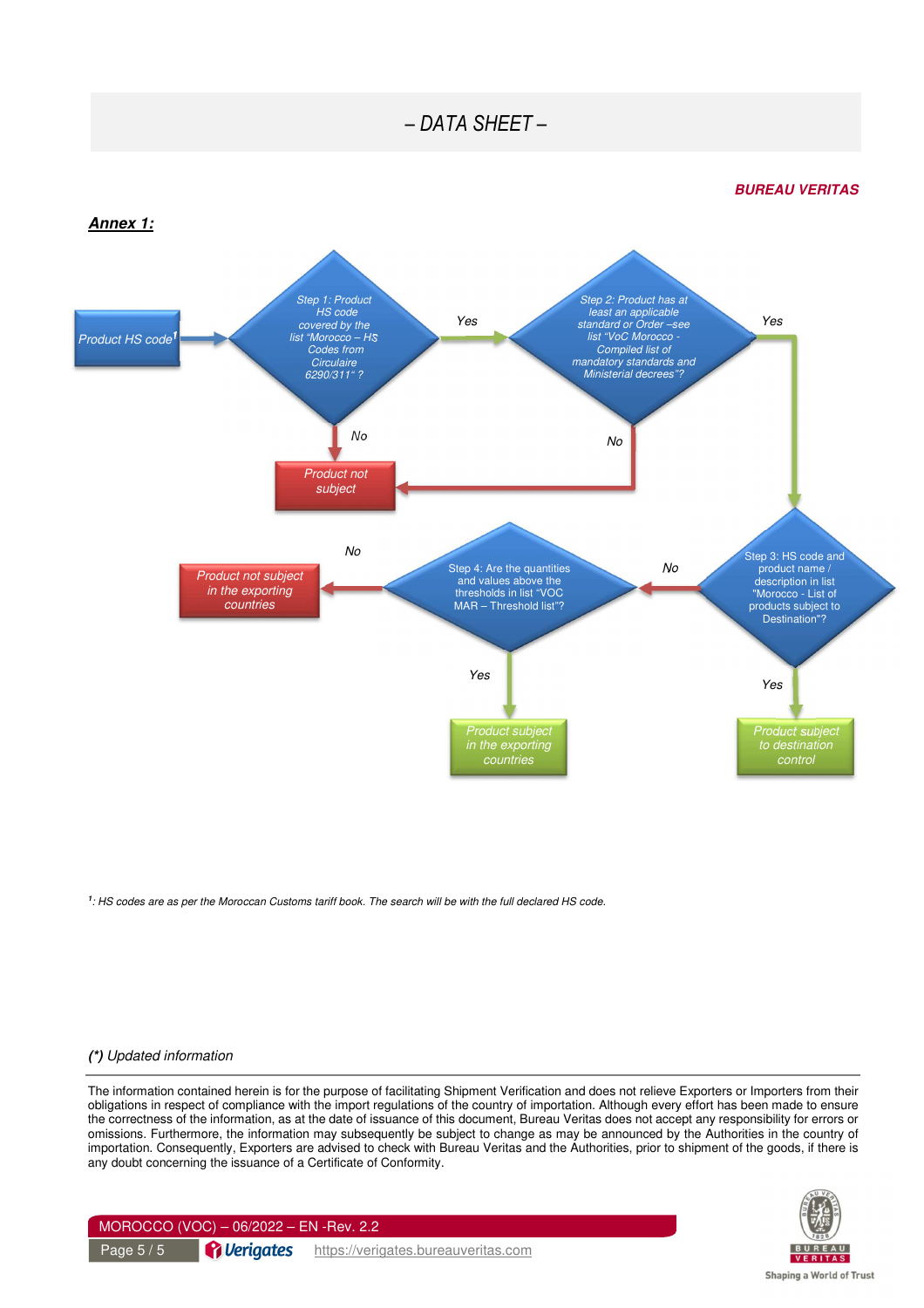# – DATA SHEET –

***BUREAU VERITAS***

***Annex 1:***

Product HS code[1]

Step 1: Product HS code covered by the list "Morocco – HS Codes from Circulaire 6290/311" ?

Yes

No

Product not subject

Step 2: Product has at least an applicable standard or Order –see list "VoC Morocco - Compiled list of mandatory standards and Ministerial decrees"?

Yes

No

Step 3: HS code and product name / description in list "Morocco - List of products subject to Destination"?

Yes

Product subject to destination control

No

Step 4: Are the quantities and values above the thresholds in list "VOC MAR – Threshold list"?

Yes

Product subject in the exporting countries

No

Product not subject in the exporting countries

*[1]: HS codes are as per the Moroccan Customs tariff book. The search will be with the full declared HS code.*

*(\*) Updated information*

The information contained herein is for the purpose of facilitating Shipment Verification and does not relieve Exporters or Importers from their obligations in respect of compliance with the import regulations of the country of importation. Although every effort has been made to ensure the correctness of the information, as at the date of issuance of this document, Bureau Veritas does not accept any responsibility for errors or omissions. Furthermore, the information may subsequently be subject to change as may be announced by the Authorities in the country of importation. Consequently, Exporters are advised to check with Bureau Veritas and the Authorities, prior to shipment of the goods, if there is any doubt concerning the issuance of a Certificate of Conformity.

MOROCCO (VOC) – 06/2022 – EN -Rev. 2.2

Verigates https://verigates.bureauveritas.com